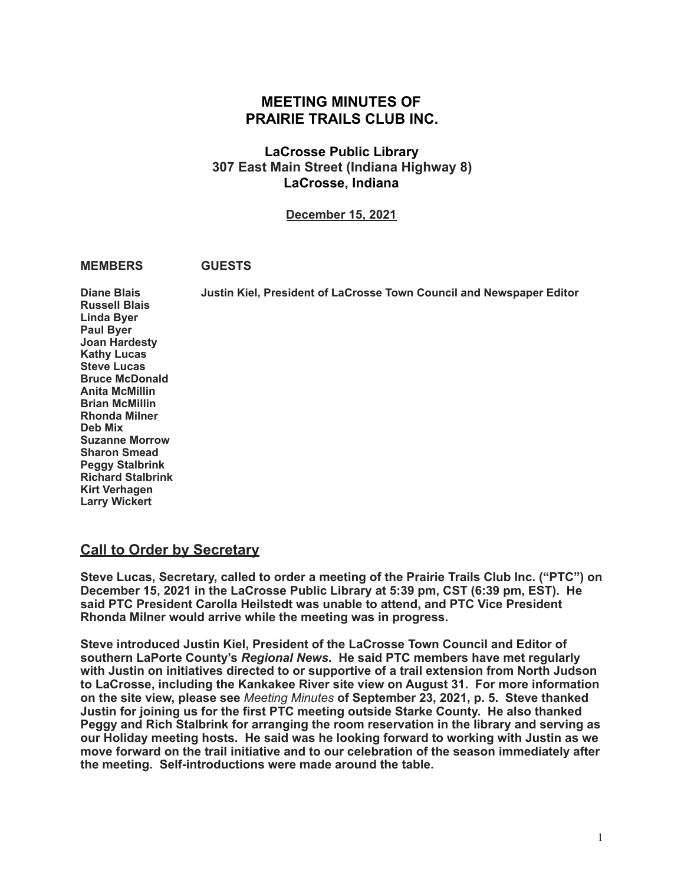# MEETING MINUTES OF PRAIRIE TRAILS CLUB INC.

## LaCrosse Public Library
## 307 East Main Street (Indiana Highway 8)
## LaCrosse, Indiana

**December 15, 2021**

| MEMBERS | GUESTS |
|---|---|
| Diane Blais | Justin Kiel, President of LaCrosse Town Council and Newspaper Editor |
| Russell Blais | |
| Linda Byer | |
| Paul Byer | |
| Joan Hardesty | |
| Kathy Lucas | |
| Steve Lucas | |
| Bruce McDonald | |
| Anita McMillin | |
| Brian McMillin | |
| Rhonda Milner | |
| Deb Mix | |
| Suzanne Morrow | |
| Sharon Smead | |
| Peggy Stalbrink | |
| Richard Stalbrink | |
| Kirt Verhagen | |
| Larry Wickert | |

## Call to Order by Secretary

**Steve Lucas, Secretary, called to order a meeting of the Prairie Trails Club Inc. ("PTC") on December 15, 2021 in the LaCrosse Public Library at 5:39 pm, CST (6:39 pm, EST). He said PTC President Carolla Heilstedt was unable to attend, and PTC Vice President Rhonda Milner would arrive while the meeting was in progress.**

**Steve introduced Justin Kiel, President of the LaCrosse Town Council and Editor of southern LaPorte County's *Regional News*. He said PTC members have met regularly with Justin on initiatives directed to or supportive of a trail extension from North Judson to LaCrosse, including the Kankakee River site view on August 31. For more information on the site view, please see** *Meeting Minutes* **of September 23, 2021, p. 5. Steve thanked Justin for joining us for the first PTC meeting outside Starke County. He also thanked Peggy and Rich Stalbrink for arranging the room reservation in the library and serving as our Holiday meeting hosts. He said was he looking forward to working with Justin as we move forward on the trail initiative and to our celebration of the season immediately after the meeting. Self-introductions were made around the table.**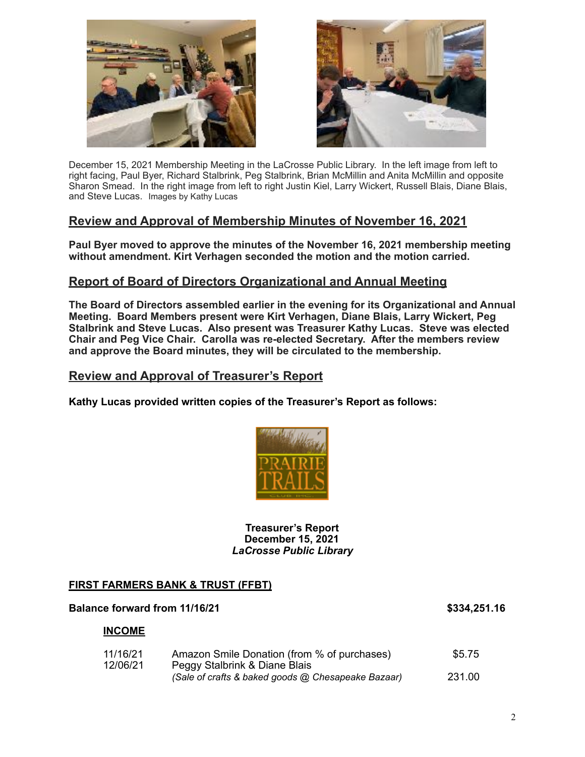December 15, 2021 Membership Meeting in the LaCrosse Public Library. In the left image from left to right facing, Paul Byer, Richard Stalbrink, Peg Stalbrink, Brian McMillin and Anita McMillin and opposite Sharon Smead. In the right image from left to right Justin Kiel, Larry Wickert, Russell Blais, Diane Blais, and Steve Lucas. Images by Kathy Lucas

## Review and Approval of Membership Minutes of November 16, 2021

**Paul Byer moved to approve the minutes of the November 16, 2021 membership meeting without amendment. Kirt Verhagen seconded the motion and the motion carried.**

## Report of Board of Directors Organizational and Annual Meeting

**The Board of Directors assembled earlier in the evening for its Organizational and Annual Meeting. Board Members present were Kirt Verhagen, Diane Blais, Larry Wickert, Peg Stalbrink and Steve Lucas. Also present was Treasurer Kathy Lucas. Steve was elected Chair and Peg Vice Chair. Carolla was re-elected Secretary. After the members review and approve the Board minutes, they will be circulated to the membership.**

## Review and Approval of Treasurer's Report

**Kathy Lucas provided written copies of the Treasurer's Report as follows:**

PRAIRIE TRAILS CLUB INC.

**Treasurer's Report**
**December 15, 2021**
***LaCrosse Public Library***

**FIRST FARMERS BANK & TRUST (FFBT)**

**Balance forward from 11/16/21** **$334,251.16**

**INCOME**

| | | |
|---|---|---|
| 11/16/21 | Amazon Smile Donation (from % of purchases) | $5.75 |
| 12/06/21 | Peggy Stalbrink & Diane Blais *(Sale of crafts & baked goods @ Chesapeake Bazaar)* | 231.00 |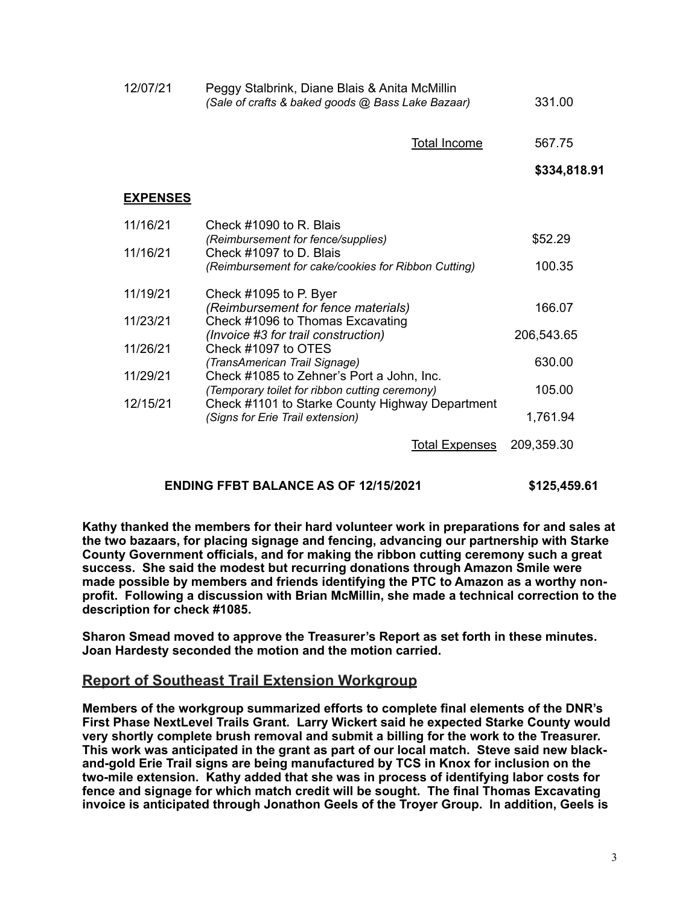| | | |
|---|---|---|
| 12/07/21 | Peggy Stalbrink, Diane Blais & Anita McMillin<br>*(Sale of crafts & baked goods @ Bass Lake Bazaar)* | 331.00 |
| | Total Income | 567.75 |
| | | **$334,818.91** |

**EXPENSES**

| | | |
|---|---|---|
| 11/16/21 | Check #1090 to R. Blais<br>*(Reimbursement for fence/supplies)* | $52.29 |
| 11/16/21 | Check #1097 to D. Blais<br>*(Reimbursement for cake/cookies for Ribbon Cutting)* | 100.35 |
| 11/19/21 | Check #1095 to P. Byer<br>*(Reimbursement for fence materials)* | 166.07 |
| 11/23/21 | Check #1096 to Thomas Excavating<br>*(Invoice #3 for trail construction)* | 206,543.65 |
| 11/26/21 | Check #1097 to OTES<br>*(TransAmerican Trail Signage)* | 630.00 |
| 11/29/21 | Check #1085 to Zehner's Port a John, Inc.<br>*(Temporary toilet for ribbon cutting ceremony)* | 105.00 |
| 12/15/21 | Check #1101 to Starke County Highway Department<br>*(Signs for Erie Trail extension)* | 1,761.94 |
| | Total Expenses | 209,359.30 |

**ENDING FFBT BALANCE AS OF 12/15/2021 $125,459.61**

**Kathy thanked the members for their hard volunteer work in preparations for and sales at the two bazaars, for placing signage and fencing, advancing our partnership with Starke County Government officials, and for making the ribbon cutting ceremony such a great success. She said the modest but recurring donations through Amazon Smile were made possible by members and friends identifying the PTC to Amazon as a worthy non-profit. Following a discussion with Brian McMillin, she made a technical correction to the description for check #1085.**

**Sharon Smead moved to approve the Treasurer's Report as set forth in these minutes. Joan Hardesty seconded the motion and the motion carried.**

## Report of Southeast Trail Extension Workgroup

**Members of the workgroup summarized efforts to complete final elements of the DNR's First Phase NextLevel Trails Grant. Larry Wickert said he expected Starke County would very shortly complete brush removal and submit a billing for the work to the Treasurer. This work was anticipated in the grant as part of our local match. Steve said new black-and-gold Erie Trail signs are being manufactured by TCS in Knox for inclusion on the two-mile extension. Kathy added that she was in process of identifying labor costs for fence and signage for which match credit will be sought. The final Thomas Excavating invoice is anticipated through Jonathon Geels of the Troyer Group. In addition, Geels is**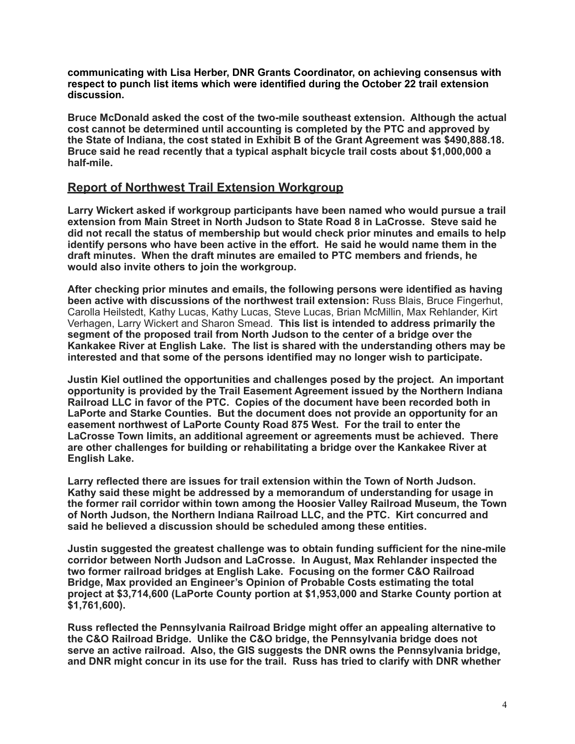**communicating with Lisa Herber, DNR Grants Coordinator, on achieving consensus with respect to punch list items which were identified during the October 22 trail extension discussion.**

**Bruce McDonald asked the cost of the two-mile southeast extension. Although the actual cost cannot be determined until accounting is completed by the PTC and approved by the State of Indiana, the cost stated in Exhibit B of the Grant Agreement was $490,888.18. Bruce said he read recently that a typical asphalt bicycle trail costs about $1,000,000 a half-mile.**

## Report of Northwest Trail Extension Workgroup

**Larry Wickert asked if workgroup participants have been named who would pursue a trail extension from Main Street in North Judson to State Road 8 in LaCrosse. Steve said he did not recall the status of membership but would check prior minutes and emails to help identify persons who have been active in the effort. He said he would name them in the draft minutes. When the draft minutes are emailed to PTC members and friends, he would also invite others to join the workgroup.**

**After checking prior minutes and emails, the following persons were identified as having been active with discussions of the northwest trail extension:** Russ Blais, Bruce Fingerhut, Carolla Heilstedt, Kathy Lucas, Kathy Lucas, Steve Lucas, Brian McMillin, Max Rehlander, Kirt Verhagen, Larry Wickert and Sharon Smead. **This list is intended to address primarily the segment of the proposed trail from North Judson to the center of a bridge over the Kankakee River at English Lake. The list is shared with the understanding others may be interested and that some of the persons identified may no longer wish to participate.**

**Justin Kiel outlined the opportunities and challenges posed by the project. An important opportunity is provided by the Trail Easement Agreement issued by the Northern Indiana Railroad LLC in favor of the PTC. Copies of the document have been recorded both in LaPorte and Starke Counties. But the document does not provide an opportunity for an easement northwest of LaPorte County Road 875 West. For the trail to enter the LaCrosse Town limits, an additional agreement or agreements must be achieved. There are other challenges for building or rehabilitating a bridge over the Kankakee River at English Lake.**

**Larry reflected there are issues for trail extension within the Town of North Judson. Kathy said these might be addressed by a memorandum of understanding for usage in the former rail corridor within town among the Hoosier Valley Railroad Museum, the Town of North Judson, the Northern Indiana Railroad LLC, and the PTC. Kirt concurred and said he believed a discussion should be scheduled among these entities.**

**Justin suggested the greatest challenge was to obtain funding sufficient for the nine-mile corridor between North Judson and LaCrosse. In August, Max Rehlander inspected the two former railroad bridges at English Lake. Focusing on the former C&O Railroad Bridge, Max provided an Engineer's Opinion of Probable Costs estimating the total project at $3,714,600 (LaPorte County portion at $1,953,000 and Starke County portion at $1,761,600).**

**Russ reflected the Pennsylvania Railroad Bridge might offer an appealing alternative to the C&O Railroad Bridge. Unlike the C&O bridge, the Pennsylvania bridge does not serve an active railroad. Also, the GIS suggests the DNR owns the Pennsylvania bridge, and DNR might concur in its use for the trail. Russ has tried to clarify with DNR whether**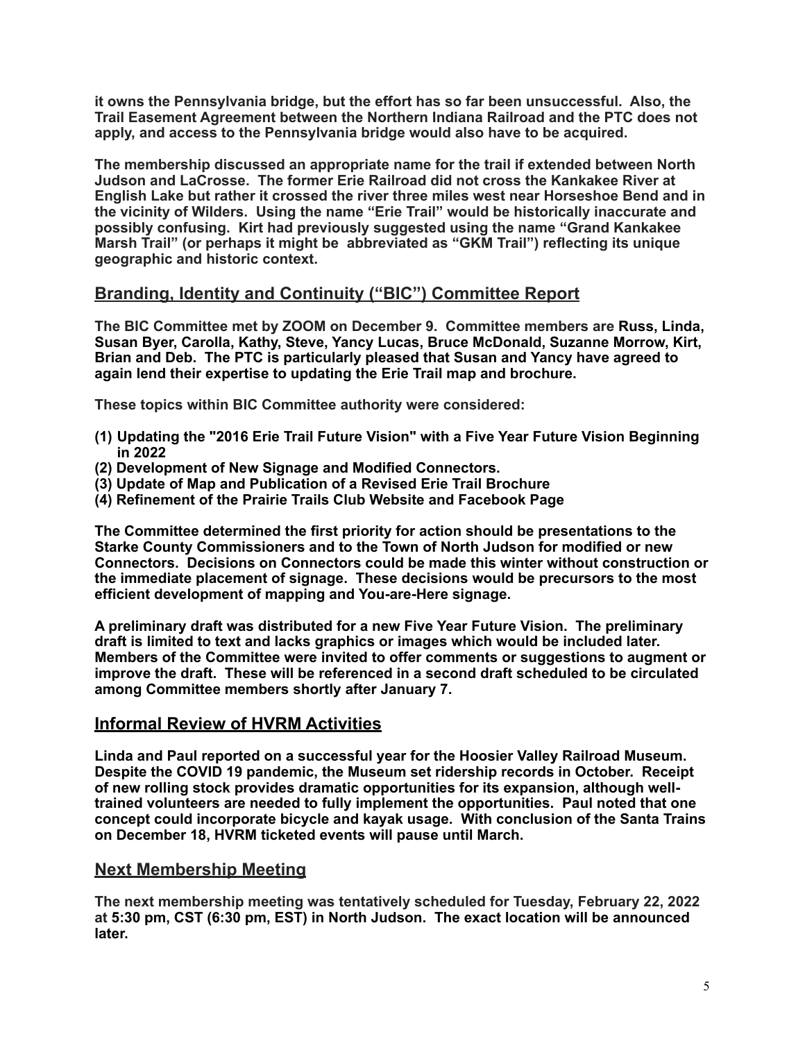**it owns the Pennsylvania bridge, but the effort has so far been unsuccessful. Also, the Trail Easement Agreement between the Northern Indiana Railroad and the PTC does not apply, and access to the Pennsylvania bridge would also have to be acquired.**

**The membership discussed an appropriate name for the trail if extended between North Judson and LaCrosse. The former Erie Railroad did not cross the Kankakee River at English Lake but rather it crossed the river three miles west near Horseshoe Bend and in the vicinity of Wilders. Using the name "Erie Trail" would be historically inaccurate and possibly confusing. Kirt had previously suggested using the name "Grand Kankakee Marsh Trail" (or perhaps it might be abbreviated as "GKM Trail") reflecting its unique geographic and historic context.**

## Branding, Identity and Continuity ("BIC") Committee Report

**The BIC Committee met by ZOOM on December 9. Committee members are Russ, Linda, Susan Byer, Carolla, Kathy, Steve, Yancy Lucas, Bruce McDonald, Suzanne Morrow, Kirt, Brian and Deb. The PTC is particularly pleased that Susan and Yancy have agreed to again lend their expertise to updating the Erie Trail map and brochure.**

**These topics within BIC Committee authority were considered:**

**(1) Updating the "2016 Erie Trail Future Vision" with a Five Year Future Vision Beginning in 2022**
**(2) Development of New Signage and Modified Connectors.**
**(3) Update of Map and Publication of a Revised Erie Trail Brochure**
**(4) Refinement of the Prairie Trails Club Website and Facebook Page**

**The Committee determined the first priority for action should be presentations to the Starke County Commissioners and to the Town of North Judson for modified or new Connectors. Decisions on Connectors could be made this winter without construction or the immediate placement of signage. These decisions would be precursors to the most efficient development of mapping and You-are-Here signage.**

**A preliminary draft was distributed for a new Five Year Future Vision. The preliminary draft is limited to text and lacks graphics or images which would be included later. Members of the Committee were invited to offer comments or suggestions to augment or improve the draft. These will be referenced in a second draft scheduled to be circulated among Committee members shortly after January 7.**

## Informal Review of HVRM Activities

**Linda and Paul reported on a successful year for the Hoosier Valley Railroad Museum. Despite the COVID 19 pandemic, the Museum set ridership records in October. Receipt of new rolling stock provides dramatic opportunities for its expansion, although well-trained volunteers are needed to fully implement the opportunities. Paul noted that one concept could incorporate bicycle and kayak usage. With conclusion of the Santa Trains on December 18, HVRM ticketed events will pause until March.**

## Next Membership Meeting

**The next membership meeting was tentatively scheduled for Tuesday, February 22, 2022 at 5:30 pm, CST (6:30 pm, EST) in North Judson. The exact location will be announced later.**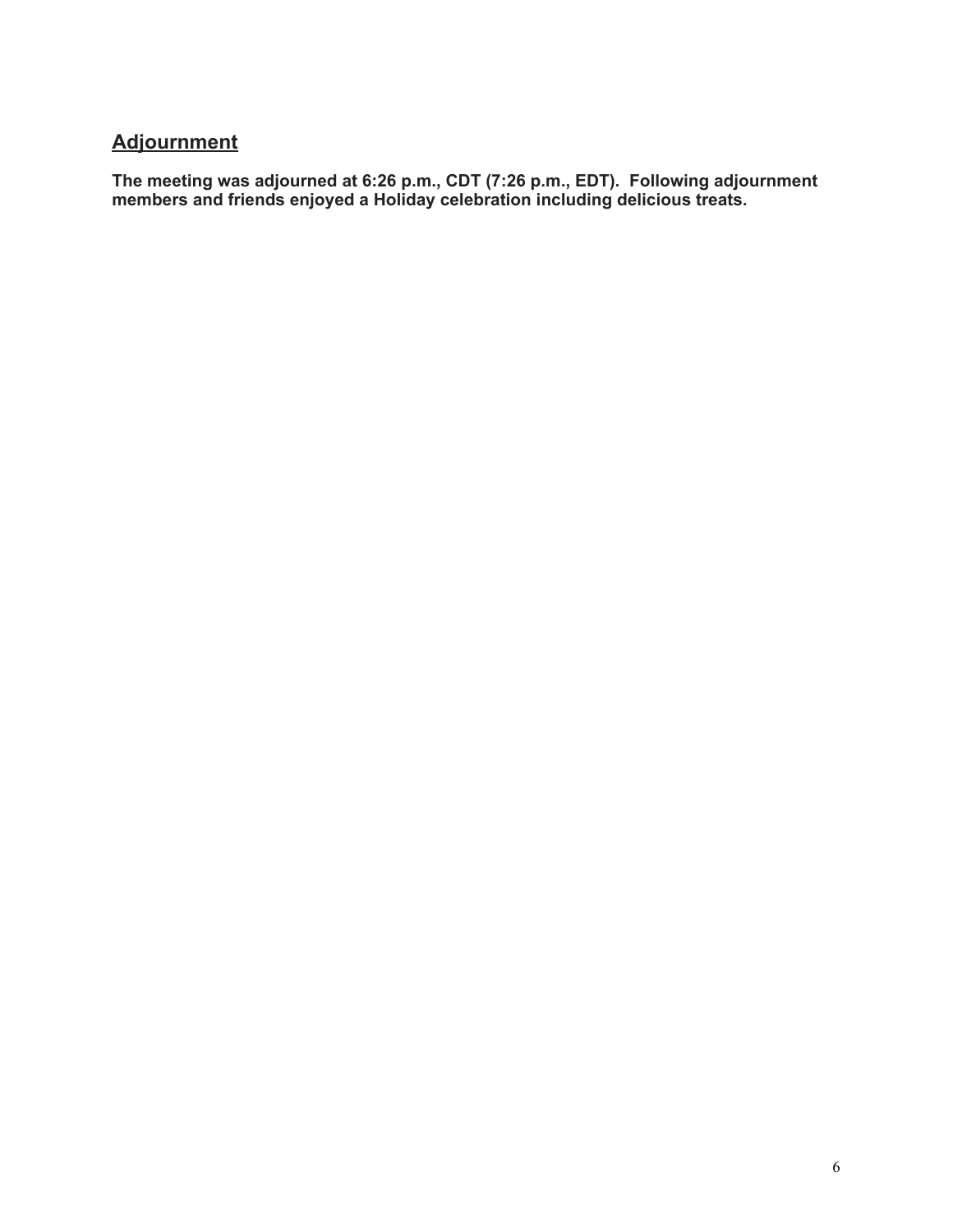## Adjournment

**The meeting was adjourned at 6:26 p.m., CDT (7:26 p.m., EDT). Following adjournment members and friends enjoyed a Holiday celebration including delicious treats.**